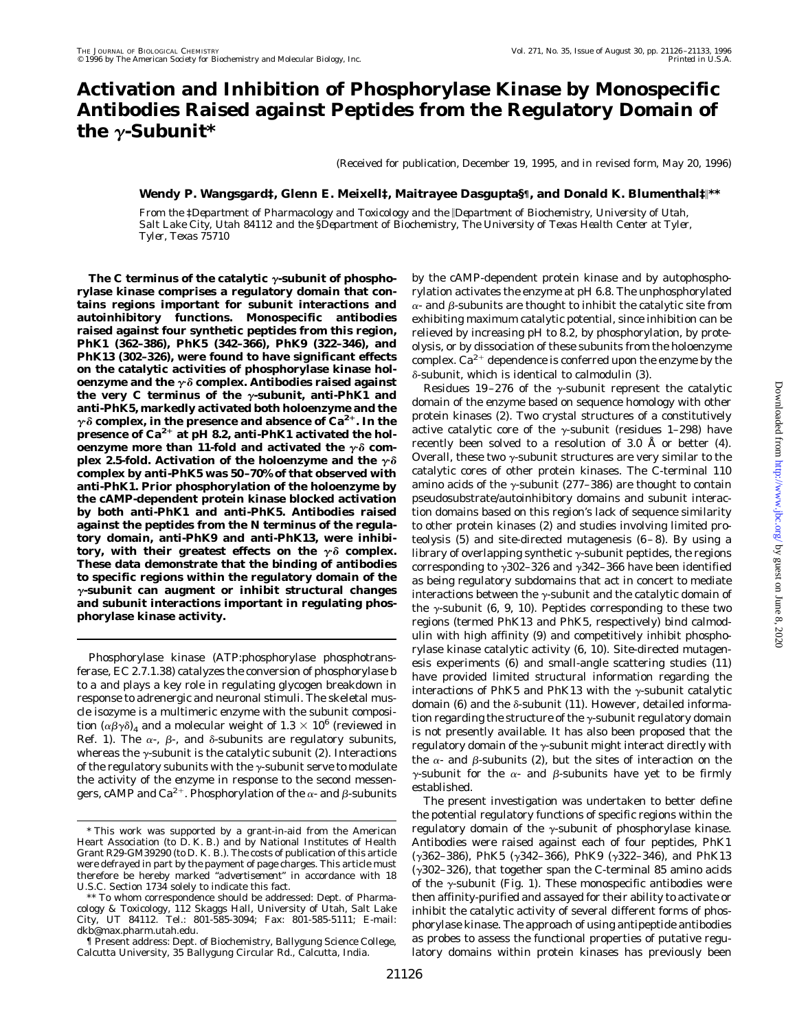# Activation and Inhibition of Phosphorylase Kinase by Monospecific Antibodies Raised against Peptides from the Regulatory Domain of the γ-Subunit*

(Received for publication, December 19, 1995, and in revised form, May 20, 1996)

**Wendy P. Wangsgard‡, Glenn E. Meixell‡, Maitrayee Dasgupta§¶, and Donald K. Blumenthal‡||\*\***

From the ‡Department of Pharmacology and Toxicology and the ||Department of Biochemistry, University of Utah, Salt Lake City, Utah 84112 and the §Department of Biochemistry, The University of Texas Health Center at Tyler, Tyler, Texas 75710

**The C terminus of the catalytic γ-subunit of phosphorylase kinase comprises a regulatory domain that contains regions important for subunit interactions and autoinhibitory functions. Monospecific antibodies raised against four synthetic peptides from this region, PhK1 (362–386), PhK5 (342–366), PhK9 (322–346), and PhK13 (302–326), were found to have significant effects on the catalytic activities of phosphorylase kinase holoenzyme and the γδ complex. Antibodies raised against the very C terminus of the γ-subunit, anti-PhK1 and anti-PhK5, markedly activated both holoenzyme and the γδ complex, in the presence and absence of $Ca^{2+}$. In the presence of $Ca^{2+}$ at pH 8.2, anti-PhK1 activated the holoenzyme more than 11-fold and activated the γδ complex 2.5-fold. Activation of the holoenzyme and the γδ complex by anti-PhK5 was 50–70% of that observed with anti-PhK1. Prior phosphorylation of the holoenzyme by the cAMP-dependent protein kinase blocked activation by both anti-PhK1 and anti-PhK5. Antibodies raised against the peptides from the N terminus of the regulatory domain, anti-PhK9 and anti-PhK13, were inhibitory, with their greatest effects on the γδ complex. These data demonstrate that the binding of antibodies to specific regions within the regulatory domain of the γ-subunit can augment or inhibit structural changes and subunit interactions important in regulating phosphorylase kinase activity.**

Phosphorylase kinase (ATP:phosphorylase phosphotransferase, EC 2.7.1.38) catalyzes the conversion of phosphorylase *b* to *a* and plays a key role in regulating glycogen breakdown in response to adrenergic and neuronal stimuli. The skeletal muscle isozyme is a multimeric enzyme with the subunit composition $(\alpha\beta\gamma\delta)_4$ and a molecular weight of $1.3 \times 10^6$ (reviewed in Ref. 1). The α-, β-, and δ-subunits are regulatory subunits, whereas the γ-subunit is the catalytic subunit (2). Interactions of the regulatory subunits with the γ-subunit serve to modulate the activity of the enzyme in response to the second messengers, cAMP and $Ca^{2+}$. Phosphorylation of the α- and β-subunits by the cAMP-dependent protein kinase and by autophosphorylation activates the enzyme at pH 6.8. The unphosphorylated α- and β-subunits are thought to inhibit the catalytic site from exhibiting maximum catalytic potential, since inhibition can be relieved by increasing pH to 8.2, by phosphorylation, by proteolysis, or by dissociation of these subunits from the holoenzyme complex. $Ca^{2+}$ dependence is conferred upon the enzyme by the δ-subunit, which is identical to calmodulin (3).

Residues 19–276 of the γ-subunit represent the catalytic domain of the enzyme based on sequence homology with other protein kinases (2). Two crystal structures of a constitutively active catalytic core of the γ-subunit (residues 1–298) have recently been solved to a resolution of 3.0 Å or better (4). Overall, these two γ-subunit structures are very similar to the catalytic cores of other protein kinases. The C-terminal 110 amino acids of the γ-subunit (277–386) are thought to contain pseudosubstrate/autoinhibitory domains and subunit interaction domains based on this region's lack of sequence similarity to other protein kinases (2) and studies involving limited proteolysis (5) and site-directed mutagenesis (6–8). By using a library of overlapping synthetic γ-subunit peptides, the regions corresponding to γ302–326 and γ342–366 have been identified as being regulatory subdomains that act in concert to mediate interactions between the γ-subunit and the catalytic domain of the γ-subunit (6, 9, 10). Peptides corresponding to these two regions (termed PhK13 and PhK5, respectively) bind calmodulin with high affinity (9) and competitively inhibit phosphorylase kinase catalytic activity (6, 10). Site-directed mutagenesis experiments (6) and small-angle scattering studies (11) have provided limited structural information regarding the interactions of PhK5 and PhK13 with the γ-subunit catalytic domain (6) and the δ-subunit (11). However, detailed information regarding the structure of the γ-subunit regulatory domain is not presently available. It has also been proposed that the regulatory domain of the γ-subunit might interact directly with the α- and β-subunits (2), but the sites of interaction on the γ-subunit for the α- and β-subunits have yet to be firmly established.

The present investigation was undertaken to better define the potential regulatory functions of specific regions within the regulatory domain of the γ-subunit of phosphorylase kinase. Antibodies were raised against each of four peptides, PhK1 (γ362–386), PhK5 (γ342–366), PhK9 (γ322–346), and PhK13 (γ302–326), that together span the C-terminal 85 amino acids of the γ-subunit (Fig. 1). These monospecific antibodies were then affinity-purified and assayed for their ability to activate or inhibit the catalytic activity of several different forms of phosphorylase kinase. The approach of using antipeptide antibodies as probes to assess the functional properties of putative regulatory domains within protein kinases has previously been

\* This work was supported by a grant-in-aid from the American Heart Association (to D. K. B.) and by National Institutes of Health Grant R29-GM39290 (to D. K. B.). The costs of publication of this article were defrayed in part by the payment of page charges. This article must therefore be hereby marked "*advertisement*" in accordance with 18 U.S.C. Section 1734 solely to indicate this fact.

\*\* To whom correspondence should be addressed: Dept. of Pharmacology & Toxicology, 112 Skaggs Hall, University of Utah, Salt Lake City, UT 84112. Tel.: 801-585-3094; Fax: 801-585-5111; E-mail: dkb@max.pharm.utah.edu.

¶ Present address: Dept. of Biochemistry, Ballygung Science College, Calcutta University, 35 Ballygung Circular Rd., Calcutta, India.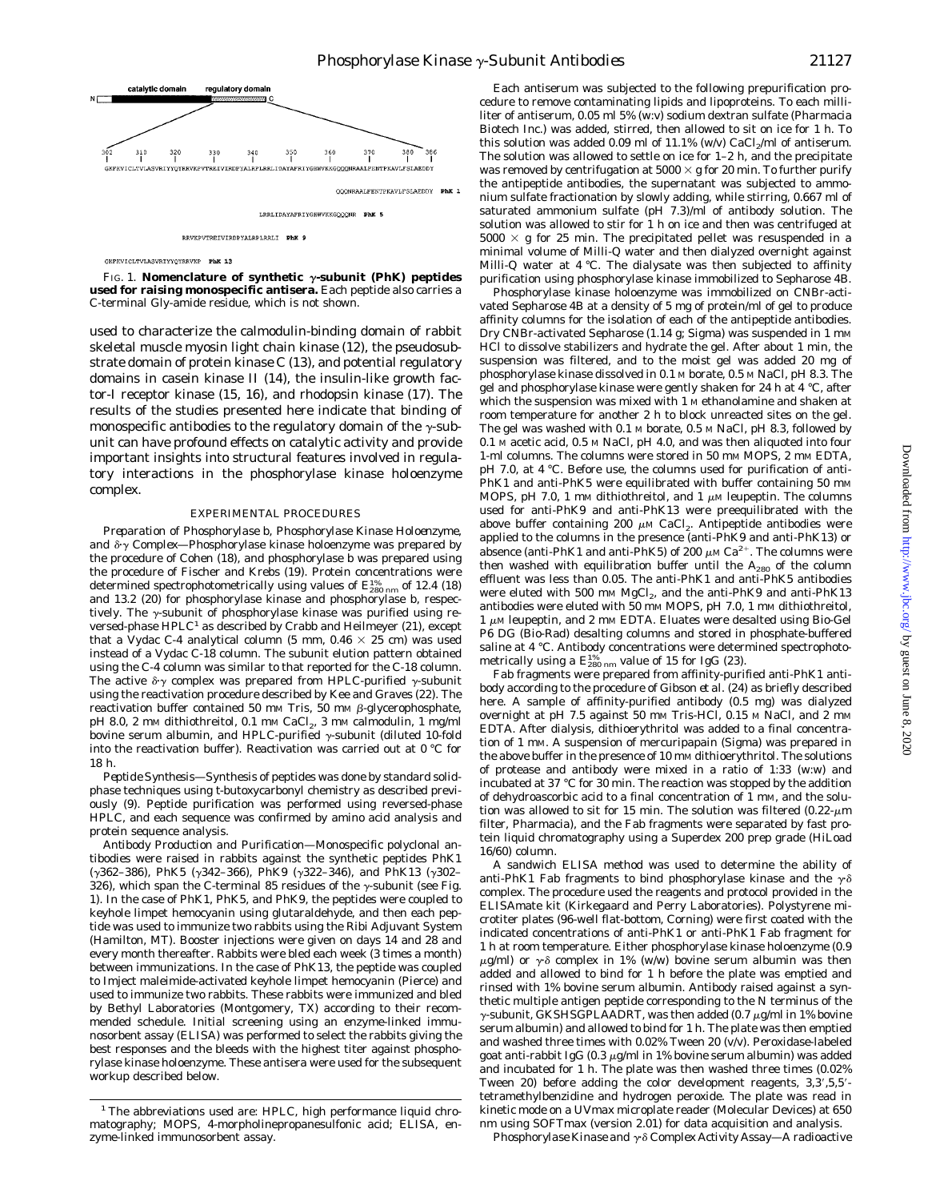FIG. 1. **Nomenclature of synthetic γ-subunit (PhK) peptides used for raising monospecific antisera.** Each peptide also carries a C-terminal Gly-amide residue, which is not shown.

used to characterize the calmodulin-binding domain of rabbit skeletal muscle myosin light chain kinase (12), the pseudosubstrate domain of protein kinase C (13), and potential regulatory domains in casein kinase II (14), the insulin-like growth factor-I receptor kinase (15, 16), and rhodopsin kinase (17). The results of the studies presented here indicate that binding of monospecific antibodies to the regulatory domain of the γ-subunit can have profound effects on catalytic activity and provide important insights into structural features involved in regulatory interactions in the phosphorylase kinase holoenzyme complex.

## EXPERIMENTAL PROCEDURES

*Preparation of Phosphorylase b, Phosphorylase Kinase Holoenzyme, and δ-γ Complex*—Phosphorylase kinase holoenzyme was prepared by the procedure of Cohen (18), and phosphorylase *b* was prepared using the procedure of Fischer and Krebs (19). Protein concentrations were determined spectrophotometrically using values of $E^{1\%}_{280\ nm}$ of 12.4 (18) and 13.2 (20) for phosphorylase kinase and phosphorylase *b*, respectively. The γ-subunit of phosphorylase kinase was purified using reversed-phase HPLC[1] as described by Crabb and Heilmeyer (21), except that a Vydac C-4 analytical column (5 mm, 0.46 × 25 cm) was used instead of a Vydac C-18 column. The subunit elution pattern obtained using the C-4 column was similar to that reported for the C-18 column. The active δ-γ complex was prepared from HPLC-purified γ-subunit using the reactivation procedure described by Kee and Graves (22). The reactivation buffer contained 50 mM Tris, 50 mM β-glycerophosphate, pH 8.0, 2 mM dithiothreitol, 0.1 mM $CaCl_2$, 3 mM calmodulin, 1 mg/ml bovine serum albumin, and HPLC-purified γ-subunit (diluted 10-fold into the reactivation buffer). Reactivation was carried out at 0 °C for 18 h.

*Peptide Synthesis*—Synthesis of peptides was done by standard solid-phase techniques using *t*-butoxycarbonyl chemistry as described previously (9). Peptide purification was performed using reversed-phase HPLC, and each sequence was confirmed by amino acid analysis and protein sequence analysis.

*Antibody Production and Purification*—Monospecific polyclonal antibodies were raised in rabbits against the synthetic peptides PhK1 (γ362–386), PhK5 (γ342–366), PhK9 (γ322–346), and PhK13 (γ302–326), which span the C-terminal 85 residues of the γ-subunit (see Fig. 1). In the case of PhK1, PhK5, and PhK9, the peptides were coupled to keyhole limpet hemocyanin using glutaraldehyde, and then each peptide was used to immunize two rabbits using the Ribi Adjuvant System (Hamilton, MT). Booster injections were given on days 14 and 28 and every month thereafter. Rabbits were bled each week (3 times a month) between immunizations. In the case of PhK13, the peptide was coupled to Imject maleimide-activated keyhole limpet hemocyanin (Pierce) and used to immunize two rabbits. These rabbits were immunized and bled by Bethyl Laboratories (Montgomery, TX) according to their recommended schedule. Initial screening using an enzyme-linked immunosorbent assay (ELISA) was performed to select the rabbits giving the best responses and the bleeds with the highest titer against phosphorylase kinase holoenzyme. These antisera were used for the subsequent workup described below.

Each antiserum was subjected to the following prepurification procedure to remove contaminating lipids and lipoproteins. To each milliliter of antiserum, 0.05 ml 5% (w:v) sodium dextran sulfate (Pharmacia Biotech Inc.) was added, stirred, then allowed to sit on ice for 1 h. To this solution was added 0.09 ml of 11.1% (w/v) $CaCl_2$/ml of antiserum. The solution was allowed to settle on ice for 1–2 h, and the precipitate was removed by centrifugation at 5000 × *g* for 20 min. To further purify the antipeptide antibodies, the supernatant was subjected to ammonium sulfate fractionation by slowly adding, while stirring, 0.667 ml of saturated ammonium sulfate (pH 7.3)/ml of antibody solution. The solution was allowed to stir for 1 h on ice and then was centrifuged at 5000 × *g* for 25 min. The precipitated pellet was resuspended in a minimal volume of Milli-Q water and then dialyzed overnight against Milli-Q water at 4 °C. The dialysate was then subjected to affinity purification using phosphorylase kinase immobilized to Sepharose 4B.

Phosphorylase kinase holoenzyme was immobilized on CNBr-activated Sepharose 4B at a density of 5 mg of protein/ml of gel to produce affinity columns for the isolation of each of the antipeptide antibodies. Dry CNBr-activated Sepharose (1.14 g; Sigma) was suspended in 1 mM HCl to dissolve stabilizers and hydrate the gel. After about 1 min, the suspension was filtered, and to the moist gel was added 20 mg of phosphorylase kinase dissolved in 0.1 M borate, 0.5 M NaCl, pH 8.3. The gel and phosphorylase kinase were gently shaken for 24 h at 4 °C, after which the suspension was mixed with 1 M ethanolamine and shaken at room temperature for another 2 h to block unreacted sites on the gel. The gel was washed with 0.1 M borate, 0.5 M NaCl, pH 8.3, followed by 0.1 M acetic acid, 0.5 M NaCl, pH 4.0, and was then aliquoted into four 1-ml columns. The columns were stored in 50 mM MOPS, 2 mM EDTA, pH 7.0, at 4 °C. Before use, the columns used for purification of anti-PhK1 and anti-PhK5 were equilibrated with buffer containing 50 mM MOPS, pH 7.0, 1 mM dithiothreitol, and 1 μM leupeptin. The columns used for anti-PhK9 and anti-PhK13 were preequilibrated with the above buffer containing 200 μM $CaCl_2$. Antipeptide antibodies were applied to the columns in the presence (anti-PhK9 and anti-PhK13) or absence (anti-PhK1 and anti-PhK5) of 200 μM $Ca^{2+}$. The columns were then washed with equilibration buffer until the $A_{280}$ of the column effluent was less than 0.05. The anti-PhK1 and anti-PhK5 antibodies were eluted with 500 mM $MgCl_2$, and the anti-PhK9 and anti-PhK13 antibodies were eluted with 50 mM MOPS, pH 7.0, 1 mM dithiothreitol, 1 μM leupeptin, and 2 mM EDTA. Eluates were desalted using Bio-Gel P6 DG (Bio-Rad) desalting columns and stored in phosphate-buffered saline at 4 °C. Antibody concentrations were determined spectrophotometrically using a $E^{1\%}_{280\ nm}$ value of 15 for IgG (23).

Fab fragments were prepared from affinity-purified anti-PhK1 antibody according to the procedure of Gibson *et al.* (24) as briefly described here. A sample of affinity-purified antibody (0.5 mg) was dialyzed overnight at pH 7.5 against 50 mM Tris-HCl, 0.15 M NaCl, and 2 mM EDTA. After dialysis, dithioerythritol was added to a final concentration of 1 mM. A suspension of mercuripapain (Sigma) was prepared in the above buffer in the presence of 10 mM dithioerythritol. The solutions of protease and antibody were mixed in a ratio of 1:33 (w:w) and incubated at 37 °C for 30 min. The reaction was stopped by the addition of dehydroascorbic acid to a final concentration of 1 mM, and the solution was allowed to sit for 15 min. The solution was filtered (0.22-μm filter, Pharmacia), and the Fab fragments were separated by fast protein liquid chromatography using a Superdex 200 prep grade (HiLoad 16/60) column.

A sandwich ELISA method was used to determine the ability of anti-PhK1 Fab fragments to bind phosphorylase kinase and the γδ complex. The procedure used the reagents and protocol provided in the ELISAmate kit (Kirkegaard and Perry Laboratories). Polystyrene microtiter plates (96-well flat-bottom, Corning) were first coated with the indicated concentrations of anti-PhK1 or anti-PhK1 Fab fragment for 1 h at room temperature. Either phosphorylase kinase holoenzyme (0.9 μg/ml) or γ-δ complex in 1% (w/w) bovine serum albumin was then added and allowed to bind for 1 h before the plate was emptied and rinsed with 1% bovine serum albumin. Antibody raised against a synthetic multiple antigen peptide corresponding to the N terminus of the γ-subunit, GKSHSGPLAADRT, was then added (0.7 μg/ml in 1% bovine serum albumin) and allowed to bind for 1 h. The plate was then emptied and washed three times with 0.02% Tween 20 (v/v). Peroxidase-labeled goat anti-rabbit IgG (0.3 μg/ml in 1% bovine serum albumin) was added and incubated for 1 h. The plate was then washed three times (0.02% Tween 20) before adding the color development reagents, 3,3′,5,5′-tetramethylbenzidine and hydrogen peroxide. The plate was read in kinetic mode on a UVmax microplate reader (Molecular Devices) at 650 nm using SOFTmax (version 2.01) for data acquisition and analysis.

*Phosphorylase Kinase and γ-δ Complex Activity Assay*—A radioactive

[1] The abbreviations used are: HPLC, high performance liquid chromatography; MOPS, 4-morpholinepropanesulfonic acid; ELISA, enzyme-linked immunosorbent assay.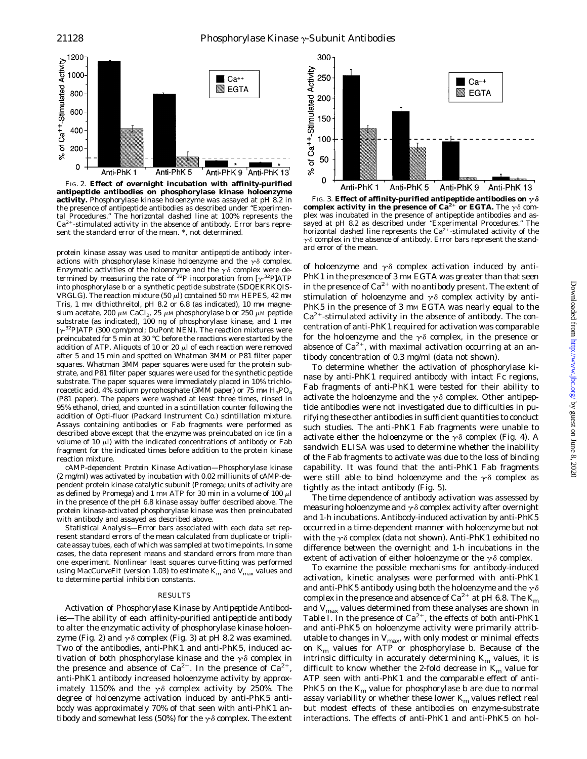FIG. 2. **Effect of overnight incubation with affinity-purified antipeptide antibodies on phosphorylase kinase holoenzyme activity.** Phosphorylase kinase holoenzyme was assayed at pH 8.2 in the presence of antipeptide antibodies as described under "Experimental Procedures." The horizontal dashed line at 100% represents the $Ca^{2+}$-stimulated activity in the absence of antibody. Error bars represent the standard error of the mean. *, not determined.

FIG. 3. **Effect of affinity-purified antipeptide antibodies on $\gamma\delta$ complex activity in the presence of $Ca^{2+}$ or EGTA.** The $\gamma\delta$ complex was incubated in the presence of antipeptide antibodies and assayed at pH 8.2 as described under "Experimental Procedures." The horizontal dashed line represents the $Ca^{2+}$-stimulated activity of the $\gamma\delta$ complex in the absence of antibody. Error bars represent the standard error of the mean.

protein kinase assay was used to monitor antipeptide antibody interactions with phosphorylase kinase holoenzyme and the $\gamma\delta$ complex. Enzymatic activities of the holoenzyme and the $\gamma\delta$ complex were determined by measuring the rate of $^{32}P$ incorporation from [$\gamma$-$^{32}P$]ATP into phosphorylase b or a synthetic peptide substrate (SDQEKRKQISVRGLG). The reaction mixture (50 μl) contained 50 mM HEPES, 42 mM Tris, 1 mM dithiothreitol, pH 8.2 or 6.8 (as indicated), 10 mM magnesium acetate, 200 μM $CaCl_2$, 25 μM phosphorylase b or 250 μM peptide substrate (as indicated), 100 ng of phosphorylase kinase, and 1 mM [$\gamma$-$^{32}P$]ATP (300 cpm/pmol; DuPont NEN). The reaction mixtures were preincubated for 5 min at 30 °C before the reactions were started by the addition of ATP. Aliquots of 10 or 20 μl of each reaction were removed after 5 and 15 min and spotted on Whatman 3MM or P81 filter paper squares. Whatman 3MM paper squares were used for the protein substrate, and P81 filter paper squares were used for the synthetic peptide substrate. The paper squares were immediately placed in 10% trichloroacetic acid, 4% sodium pyrophosphate (3MM paper) or 75 mM $H_3PO_4$ (P81 paper). The papers were washed at least three times, rinsed in 95% ethanol, dried, and counted in a scintillation counter following the addition of Opti-fluor (Packard Instrument Co.) scintillation mixture. Assays containing antibodies or Fab fragments were performed as described above except that the enzyme was preincubated on ice (in a volume of 10 μl) with the indicated concentrations of antibody or Fab fragment for the indicated times before addition to the protein kinase reaction mixture.

*cAMP-dependent Protein Kinase Activation*—Phosphorylase kinase (2 mg/ml) was activated by incubation with 0.02 milliunits of cAMP-dependent protein kinase catalytic subunit (Promega; units of activity are as defined by Promega) and 1 mM ATP for 30 min in a volume of 100 μl in the presence of the pH 6.8 kinase assay buffer described above. The protein kinase-activated phosphorylase kinase was then preincubated with antibody and assayed as described above.

*Statistical Analysis*—Error bars associated with each data set represent standard errors of the mean calculated from duplicate or triplicate assay tubes, each of which was sampled at two time points. In some cases, the data represent means and standard errors from more than one experiment. Nonlinear least squares curve-fitting was performed using MacCurveFit (version 1.03) to estimate $K_m$ and $V_{max}$ values and to determine partial inhibition constants.

## RESULTS

*Activation of Phosphorylase Kinase by Antipeptide Antibodies*—The ability of each affinity-purified antipeptide antibody to alter the enzymatic activity of phosphorylase kinase holoenzyme (Fig. 2) and $\gamma\delta$ complex (Fig. 3) at pH 8.2 was examined. Two of the antibodies, anti-PhK1 and anti-PhK5, induced activation of both phosphorylase kinase and the $\gamma\delta$ complex in the presence and absence of $Ca^{2+}$. In the presence of $Ca^{2+}$, anti-PhK1 antibody increased holoenzyme activity by approximately 1150% and the $\gamma\delta$ complex activity by 250%. The degree of holoenzyme activation induced by anti-PhK5 antibody was approximately 70% of that seen with anti-PhK1 antibody and somewhat less (50%) for the $\gamma\delta$ complex. The extent of holoenzyme and $\gamma\delta$ complex activation induced by anti-PhK1 in the presence of 3 mM EGTA was greater than that seen in the presence of $Ca^{2+}$ with no antibody present. The extent of stimulation of holoenzyme and $\gamma\delta$ complex activity by anti-PhK5 in the presence of 3 mM EGTA was nearly equal to the $Ca^{2+}$-stimulated activity in the absence of antibody. The concentration of anti-PhK1 required for activation was comparable for the holoenzyme and the $\gamma\delta$ complex, in the presence or absence of $Ca^{2+}$, with maximal activation occurring at an antibody concentration of 0.3 mg/ml (data not shown).

To determine whether the activation of phosphorylase kinase by anti-PhK1 required antibody with intact Fc regions, Fab fragments of anti-PhK1 were tested for their ability to activate the holoenzyme and the $\gamma\delta$ complex. Other antipeptide antibodies were not investigated due to difficulties in purifying these other antibodies in sufficient quantities to conduct such studies. The anti-PhK1 Fab fragments were unable to activate either the holoenzyme or the $\gamma\delta$ complex (Fig. 4). A sandwich ELISA was used to determine whether the inability of the Fab fragments to activate was due to the loss of binding capability. It was found that the anti-PhK1 Fab fragments were still able to bind holoenzyme and the $\gamma\delta$ complex as tightly as the intact antibody (Fig. 5).

The time dependence of antibody activation was assessed by measuring holoenzyme and $\gamma\delta$ complex activity after overnight and 1-h incubations. Antibody-induced activation by anti-PhK5 occurred in a time-dependent manner with holoenzyme but not with the $\gamma\delta$ complex (data not shown). Anti-PhK1 exhibited no difference between the overnight and 1-h incubations in the extent of activation of either holoenzyme or the $\gamma\delta$ complex.

To examine the possible mechanisms for antibody-induced activation, kinetic analyses were performed with anti-PhK1 and anti-PhK5 antibody using both the holoenzyme and the $\gamma\delta$ complex in the presence and absence of $Ca^{2+}$ at pH 6.8. The $K_m$ and $V_{max}$ values determined from these analyses are shown in Table I. In the presence of $Ca^{2+}$, the effects of both anti-PhK1 and anti-PhK5 on holoenzyme activity were primarily attributable to changes in $V_{max}$, with only modest or minimal effects on $K_m$ values for ATP or phosphorylase b. Because of the intrinsic difficulty in accurately determining $K_m$ values, it is difficult to know whether the 2-fold decrease in $K_m$ value for ATP seen with anti-PhK1 and the comparable effect of anti-PhK5 on the $K_m$ value for phosphorylase b are due to normal assay variability or whether these lower $K_m$ values reflect real but modest effects of these antibodies on enzyme-substrate interactions. The effects of anti-PhK1 and anti-PhK5 on hol-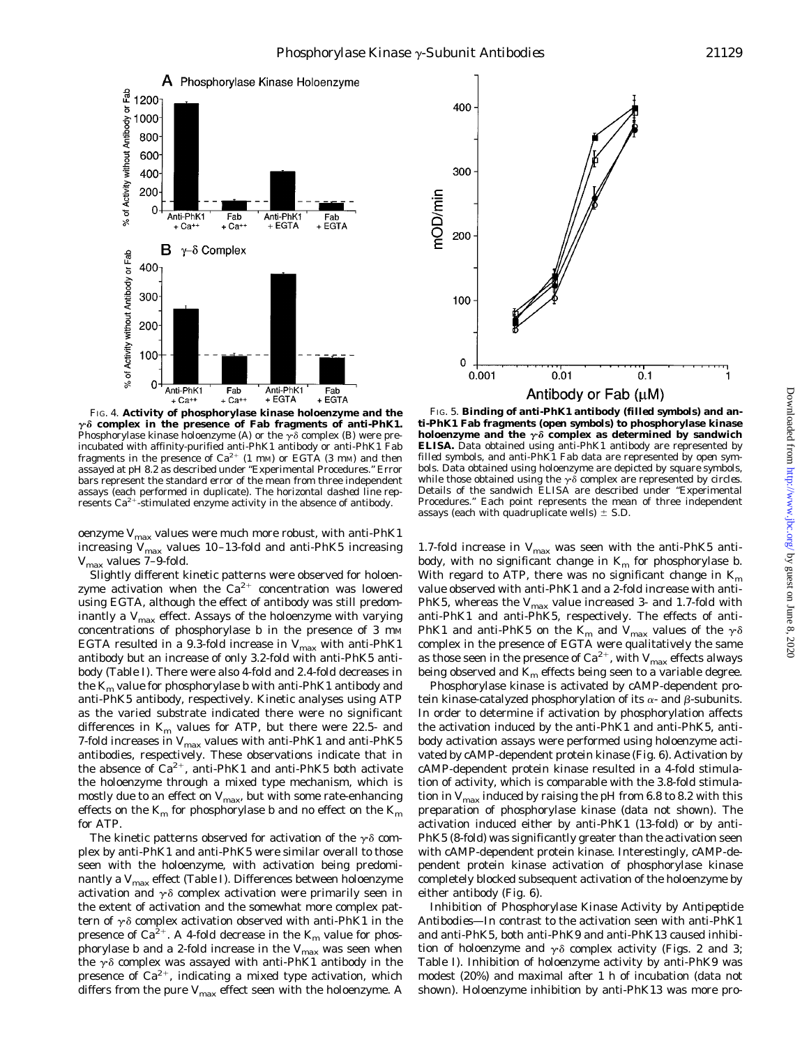FIG. 4. **Activity of phosphorylase kinase holoenzyme and the γδ complex in the presence of Fab fragments of anti-PhK1.** Phosphorylase kinase holoenzyme (A) or the γδ complex (B) were preincubated with affinity-purified anti-PhK1 antibody or anti-PhK1 Fab fragments in the presence of $Ca^{2+}$ (1 mM) or EGTA (3 mM) and then assayed at pH 8.2 as described under "Experimental Procedures." Error bars represent the standard error of the mean from three independent assays (each performed in duplicate). The horizontal dashed line represents $Ca^{2+}$-stimulated enzyme activity in the absence of antibody.

FIG. 5. **Binding of anti-PhK1 antibody (filled symbols) and anti-PhK1 Fab fragments (open symbols) to phosphorylase kinase holoenzyme and the γδ complex as determined by sandwich ELISA.** Data obtained using anti-PhK1 antibody are represented by filled symbols, and anti-PhK1 Fab data are represented by open symbols. Data obtained using holoenzyme are depicted by square symbols, while those obtained using the γδ complex are represented by circles. Details of the sandwich ELISA are described under "Experimental Procedures." Each point represents the mean of three independent assays (each with quadruplicate wells) ± S.D.

oenzyme $V_{max}$ values were much more robust, with anti-PhK1 increasing $V_{max}$ values 10–13-fold and anti-PhK5 increasing $V_{max}$ values 7–9-fold.

Slightly different kinetic patterns were observed for holoenzyme activation when the $Ca^{2+}$ concentration was lowered using EGTA, although the effect of antibody was still predominantly a $V_{max}$ effect. Assays of the holoenzyme with varying concentrations of phosphorylase b in the presence of 3 mM EGTA resulted in a 9.3-fold increase in $V_{max}$ with anti-PhK1 antibody but an increase of only 3.2-fold with anti-PhK5 antibody (Table I). There were also 4-fold and 2.4-fold decreases in the $K_m$ value for phosphorylase b with anti-PhK1 antibody and anti-PhK5 antibody, respectively. Kinetic analyses using ATP as the varied substrate indicated there were no significant differences in $K_m$ values for ATP, but there were 22.5- and 7-fold increases in $V_{max}$ values with anti-PhK1 and anti-PhK5 antibodies, respectively. These observations indicate that in the absence of $Ca^{2+}$, anti-PhK1 and anti-PhK5 both activate the holoenzyme through a mixed type mechanism, which is mostly due to an effect on $V_{max}$, but with some rate-enhancing effects on the $K_m$ for phosphorylase b and no effect on the $K_m$ for ATP.

The kinetic patterns observed for activation of the γδ complex by anti-PhK1 and anti-PhK5 were similar overall to those seen with the holoenzyme, with activation being predominantly a $V_{max}$ effect (Table I). Differences between holoenzyme activation and γδ complex activation were primarily seen in the extent of activation and the somewhat more complex pattern of γδ complex activation observed with anti-PhK1 in the presence of $Ca^{2+}$. A 4-fold decrease in the $K_m$ value for phosphorylase b and a 2-fold increase in the $V_{max}$ was seen when the γδ complex was assayed with anti-PhK1 antibody in the presence of $Ca^{2+}$, indicating a mixed type activation, which differs from the pure $V_{max}$ effect seen with the holoenzyme. A 1.7-fold increase in $V_{max}$ was seen with the anti-PhK5 antibody, with no significant change in $K_m$ for phosphorylase b. With regard to ATP, there was no significant change in $K_m$ value observed with anti-PhK1 and a 2-fold increase with anti-PhK5, whereas the $V_{max}$ value increased 3- and 1.7-fold with anti-PhK1 and anti-PhK5, respectively. The effects of anti-PhK1 and anti-PhK5 on the $K_m$ and $V_{max}$ values of the γδ complex in the presence of EGTA were qualitatively the same as those seen in the presence of $Ca^{2+}$, with $V_{max}$ effects always being observed and $K_m$ effects being seen to a variable degree.

Phosphorylase kinase is activated by cAMP-dependent protein kinase-catalyzed phosphorylation of its α- and β-subunits. In order to determine if activation by phosphorylation affects the activation induced by the anti-PhK1 and anti-PhK5, antibody activation assays were performed using holoenzyme activated by cAMP-dependent protein kinase (Fig. 6). Activation by cAMP-dependent protein kinase resulted in a 4-fold stimulation of activity, which is comparable with the 3.8-fold stimulation in $V_{max}$ induced by raising the pH from 6.8 to 8.2 with this preparation of phosphorylase kinase (data not shown). The activation induced either by anti-PhK1 (13-fold) or by anti-PhK5 (8-fold) was significantly greater than the activation seen with cAMP-dependent protein kinase. Interestingly, cAMP-dependent protein kinase activation of phosphorylase kinase completely blocked subsequent activation of the holoenzyme by either antibody (Fig. 6).

*Inhibition of Phosphorylase Kinase Activity by Antipeptide Antibodies*—In contrast to the activation seen with anti-PhK1 and anti-PhK5, both anti-PhK9 and anti-PhK13 caused inhibition of holoenzyme and γδ complex activity (Figs. 2 and 3; Table I). Inhibition of holoenzyme activity by anti-PhK9 was modest (20%) and maximal after 1 h of incubation (data not shown). Holoenzyme inhibition by anti-PhK13 was more pro-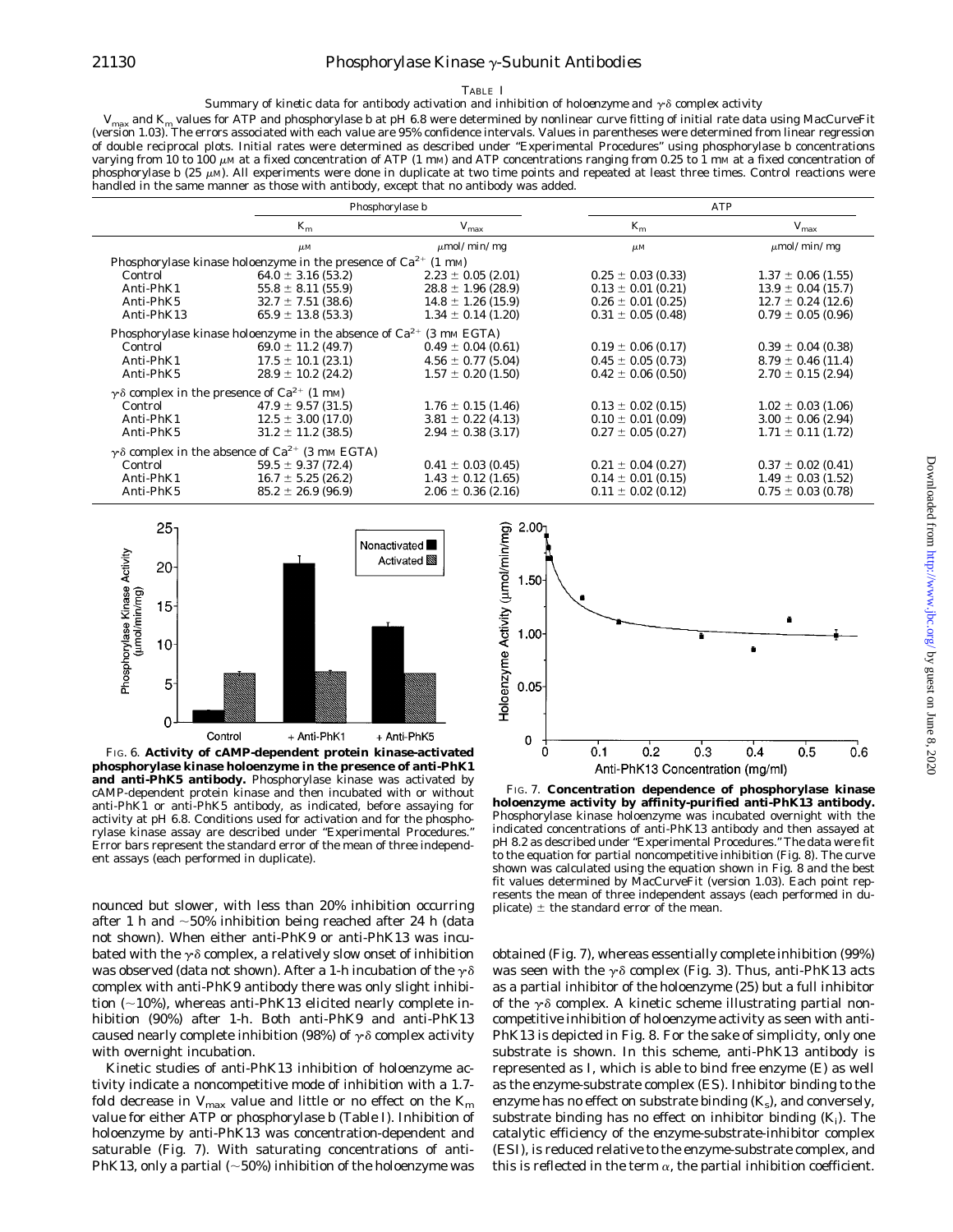TABLE I

Summary of kinetic data for antibody activation and inhibition of holoenzyme and $\gamma\delta$ complex activity

$V_{max}$ and $K_m$ values for ATP and phosphorylase b at pH 6.8 were determined by nonlinear curve fitting of initial rate data using MacCurveFit (version 1.03). The errors associated with each value are 95% confidence intervals. Values in parentheses were determined from linear regression of double reciprocal plots. Initial rates were determined as described under "Experimental Procedures" using phosphorylase b concentrations varying from 10 to 100 μM at a fixed concentration of ATP (1 mM) and ATP concentrations ranging from 0.25 to 1 mM at a fixed concentration of phosphorylase b (25 μM). All experiments were done in duplicate at two time points and repeated at least three times. Control reactions were handled in the same manner as those with antibody, except that no antibody was added.

| | Phosphorylase b | | ATP | |
|---|---|---|---|---|
| | $K_m$ | $V_{max}$ | $K_m$ | $V_{max}$ |
| | μM | μmol/min/mg | μM | μmol/min/mg |
| *Phosphorylase kinase holoenzyme in the presence of $Ca^{2+}$ (1 mM)* | | | | |
| Control | 64.0 ± 3.16 (53.2) | 2.23 ± 0.05 (2.01) | 0.25 ± 0.03 (0.33) | 1.37 ± 0.06 (1.55) |
| Anti-PhK1 | 55.8 ± 8.11 (55.9) | 28.8 ± 1.96 (28.9) | 0.13 ± 0.01 (0.21) | 13.9 ± 0.04 (15.7) |
| Anti-PhK5 | 32.7 ± 7.51 (38.6) | 14.8 ± 1.26 (15.9) | 0.26 ± 0.01 (0.25) | 12.7 ± 0.24 (12.6) |
| Anti-PhK13 | 65.9 ± 13.8 (53.3) | 1.34 ± 0.14 (1.20) | 0.31 ± 0.05 (0.48) | 0.79 ± 0.05 (0.96) |
| *Phosphorylase kinase holoenzyme in the absence of $Ca^{2+}$ (3 mM EGTA)* | | | | |
| Control | 69.0 ± 11.2 (49.7) | 0.49 ± 0.04 (0.61) | 0.19 ± 0.06 (0.17) | 0.39 ± 0.04 (0.38) |
| Anti-PhK1 | 17.5 ± 10.1 (23.1) | 4.56 ± 0.77 (5.04) | 0.45 ± 0.05 (0.73) | 8.79 ± 0.46 (11.4) |
| Anti-PhK5 | 28.9 ± 10.2 (24.2) | 1.57 ± 0.20 (1.50) | 0.42 ± 0.06 (0.50) | 2.70 ± 0.15 (2.94) |
| *$\gamma\delta$ complex in the presence of $Ca^{2+}$ (1 mM)* | | | | |
| Control | 47.9 ± 9.57 (31.5) | 1.76 ± 0.15 (1.46) | 0.13 ± 0.02 (0.15) | 1.02 ± 0.03 (1.06) |
| Anti-PhK1 | 12.5 ± 3.00 (17.0) | 3.81 ± 0.22 (4.13) | 0.10 ± 0.01 (0.09) | 3.00 ± 0.06 (2.94) |
| Anti-PhK5 | 31.2 ± 11.2 (38.5) | 2.94 ± 0.38 (3.17) | 0.27 ± 0.05 (0.27) | 1.71 ± 0.11 (1.72) |
| *$\gamma\delta$ complex in the absence of $Ca^{2+}$ (3 mM EGTA)* | | | | |
| Control | 59.5 ± 9.37 (72.4) | 0.41 ± 0.03 (0.45) | 0.21 ± 0.04 (0.27) | 0.37 ± 0.02 (0.41) |
| Anti-PhK1 | 16.7 ± 5.25 (26.2) | 1.43 ± 0.12 (1.65) | 0.14 ± 0.01 (0.15) | 1.49 ± 0.03 (1.52) |
| Anti-PhK5 | 85.2 ± 26.9 (96.9) | 2.06 ± 0.36 (2.16) | 0.11 ± 0.02 (0.12) | 0.75 ± 0.03 (0.78) |

FIG. 6. **Activity of cAMP-dependent protein kinase-activated phosphorylase kinase holoenzyme in the presence of anti-PhK1 and anti-PhK5 antibody.** Phosphorylase kinase was activated by cAMP-dependent protein kinase and then incubated with or without anti-PhK1 or anti-PhK5 antibody, as indicated, before assaying for activity at pH 6.8. Conditions used for activation and for the phosphorylase kinase assay are described under "Experimental Procedures." Error bars represent the standard error of the mean of three independent assays (each performed in duplicate).

FIG. 7. **Concentration dependence of phosphorylase kinase holoenzyme activity by affinity-purified anti-PhK13 antibody.** Phosphorylase kinase holoenzyme was incubated overnight with the indicated concentrations of anti-PhK13 antibody and then assayed at pH 8.2 as described under "Experimental Procedures." The data were fit to the equation for partial noncompetitive inhibition (Fig. 8). The curve shown was calculated using the equation shown in Fig. 8 and the best fit values determined by MacCurveFit (version 1.03). Each point represents the mean of three independent assays (each performed in duplicate) ± the standard error of the mean.

nounced but slower, with less than 20% inhibition occurring after 1 h and ~50% inhibition being reached after 24 h (data not shown). When either anti-PhK9 or anti-PhK13 was incubated with the $\gamma\delta$ complex, a relatively slow onset of inhibition was observed (data not shown). After a 1-h incubation of the $\gamma\delta$ complex with anti-PhK9 antibody there was only slight inhibition (~10%), whereas anti-PhK13 elicited nearly complete inhibition (90%) after 1-h. Both anti-PhK9 and anti-PhK13 caused nearly complete inhibition (98%) of $\gamma\delta$ complex activity with overnight incubation.

Kinetic studies of anti-PhK13 inhibition of holoenzyme activity indicate a noncompetitive mode of inhibition with a 1.7-fold decrease in $V_{max}$ value and little or no effect on the $K_m$ value for either ATP or phosphorylase b (Table I). Inhibition of holoenzyme by anti-PhK13 was concentration-dependent and saturable (Fig. 7). With saturating concentrations of anti-PhK13, only a partial (~50%) inhibition of the holoenzyme was obtained (Fig. 7), whereas essentially complete inhibition (99%) was seen with the $\gamma\delta$ complex (Fig. 3). Thus, anti-PhK13 acts as a partial inhibitor of the holoenzyme (25) but a full inhibitor of the $\gamma\delta$ complex. A kinetic scheme illustrating partial noncompetitive inhibition of holoenzyme activity as seen with anti-PhK13 is depicted in Fig. 8. For the sake of simplicity, only one substrate is shown. In this scheme, anti-PhK13 antibody is represented as I, which is able to bind free enzyme (E) as well as the enzyme-substrate complex (ES). Inhibitor binding to the enzyme has no effect on substrate binding ($K_s$), and conversely, substrate binding has no effect on inhibitor binding ($K_i$). The catalytic efficiency of the enzyme-substrate-inhibitor complex (ESI), is reduced relative to the enzyme-substrate complex, and this is reflected in the term $\alpha$, the partial inhibition coefficient.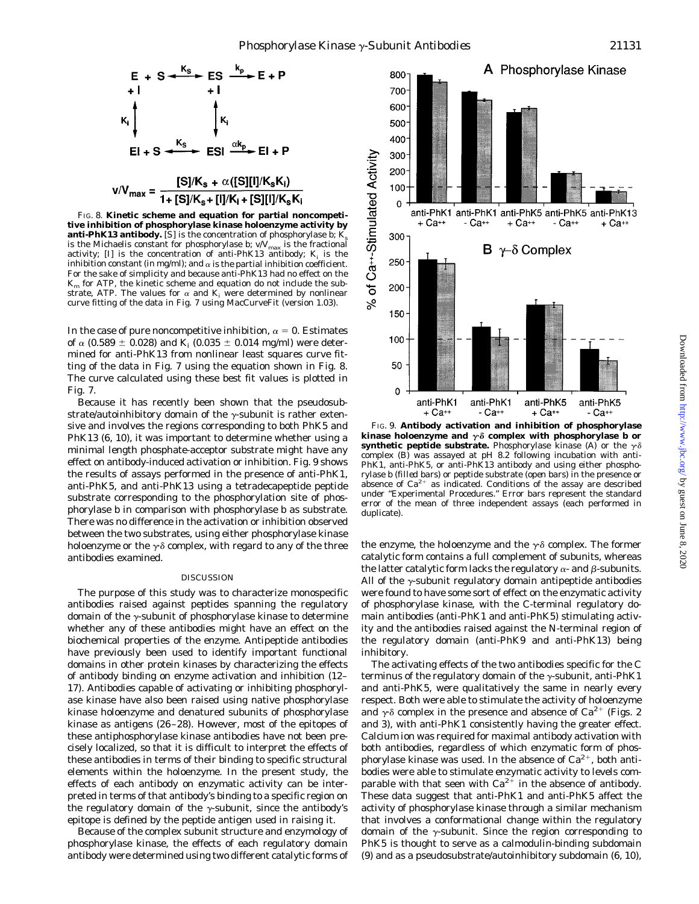$$E + S \overset{K_S}{\longleftrightarrow} ES \xrightarrow{k_p} E + P$$

$$EI + S \overset{K_S}{\longleftrightarrow} ESI \xrightarrow{\alpha k_p} EI + P$$

$$v/V_{max} = \frac{[S]/K_s + \alpha([S][I]/K_sK_i)}{1 + [S]/K_s + [I]/K_i + [S][I]/K_sK_i}$$

FIG. 8. **Kinetic scheme and equation for partial noncompetitive inhibition of phosphorylase kinase holoenzyme activity by anti-PhK13 antibody.** [S] is the concentration of phosphorylase b; $K_s$ is the Michaelis constant for phosphorylase b; $v/V_{max}$ is the fractional activity; [I] is the concentration of anti-PhK13 antibody; $K_i$ is the inhibition constant (in mg/ml); and $\alpha$ is the partial inhibition coefficient. For the sake of simplicity and because anti-PhK13 had no effect on the $K_m$ for ATP, the kinetic scheme and equation do not include the substrate, ATP. The values for $\alpha$ and $K_i$ were determined by nonlinear curve fitting of the data in Fig. 7 using MacCurveFit (version 1.03).

In the case of pure noncompetitive inhibition, $\alpha = 0$. Estimates of $\alpha$ (0.589 ± 0.028) and $K_i$ (0.035 ± 0.014 mg/ml) were determined for anti-PhK13 from nonlinear least squares curve fitting of the data in Fig. 7 using the equation shown in Fig. 8. The curve calculated using these best fit values is plotted in Fig. 7.

Because it has recently been shown that the pseudosubstrate/autoinhibitory domain of the $\gamma$-subunit is rather extensive and involves the regions corresponding to both PhK5 and PhK13 (6, 10), it was important to determine whether using a minimal length phosphate-acceptor substrate might have any effect on antibody-induced activation or inhibition. Fig. 9 shows the results of assays performed in the presence of anti-PhK1, anti-PhK5, and anti-PhK13 using a tetradecapeptide peptide substrate corresponding to the phosphorylation site of phosphorylase b in comparison with phosphorylase b as substrate. There was no difference in the activation or inhibition observed between the two substrates, using either phosphorylase kinase holoenzyme or the $\gamma\delta$ complex, with regard to any of the three antibodies examined.

## DISCUSSION

The purpose of this study was to characterize monospecific antibodies raised against peptides spanning the regulatory domain of the $\gamma$-subunit of phosphorylase kinase to determine whether any of these antibodies might have an effect on the biochemical properties of the enzyme. Antipeptide antibodies have previously been used to identify important functional domains in other protein kinases by characterizing the effects of antibody binding on enzyme activation and inhibition (12–17). Antibodies capable of activating or inhibiting phosphorylase kinase have also been raised using native phosphorylase kinase holoenzyme and denatured subunits of phosphorylase kinase as antigens (26–28). However, most of the epitopes of these antiphosphorylase kinase antibodies have not been precisely localized, so that it is difficult to interpret the effects of these antibodies in terms of their binding to specific structural elements within the holoenzyme. In the present study, the effects of each antibody on enzymatic activity can be interpreted in terms of that antibody's binding to a specific region on the regulatory domain of the $\gamma$-subunit, since the antibody's epitope is defined by the peptide antigen used in raising it.

Because of the complex subunit structure and enzymology of phosphorylase kinase, the effects of each regulatory domain antibody were determined using two different catalytic forms of the enzyme, the holoenzyme and the $\gamma\delta$ complex. The former catalytic form contains a full complement of subunits, whereas the latter catalytic form lacks the regulatory $\alpha$- and $\beta$-subunits. All of the $\gamma$-subunit regulatory domain antipeptide antibodies were found to have some sort of effect on the enzymatic activity of phosphorylase kinase, with the C-terminal regulatory domain antibodies (anti-PhK1 and anti-PhK5) stimulating activity and the antibodies raised against the N-terminal region of the regulatory domain (anti-PhK9 and anti-PhK13) being inhibitory.

The activating effects of the two antibodies specific for the C terminus of the regulatory domain of the $\gamma$-subunit, anti-PhK1 and anti-PhK5, were qualitatively the same in nearly every respect. Both were able to stimulate the activity of holoenzyme and $\gamma\delta$ complex in the presence and absence of $Ca^{2+}$ (Figs. 2 and 3), with anti-PhK1 consistently having the greater effect. Calcium ion was required for maximal antibody activation with both antibodies, regardless of which enzymatic form of phosphorylase kinase was used. In the absence of $Ca^{2+}$, both antibodies were able to stimulate enzymatic activity to levels comparable with that seen with $Ca^{2+}$ in the absence of antibody. These data suggest that anti-PhK1 and anti-PhK5 affect the activity of phosphorylase kinase through a similar mechanism that involves a conformational change within the regulatory domain of the $\gamma$-subunit. Since the region corresponding to PhK5 is thought to serve as a calmodulin-binding subdomain (9) and as a pseudosubstrate/autoinhibitory subdomain (6, 10),

FIG. 9. **Antibody activation and inhibition of phosphorylase kinase holoenzyme and $\gamma\delta$ complex with phosphorylase b or synthetic peptide substrate.** Phosphorylase kinase (A) or the $\gamma\delta$ complex (B) was assayed at pH 8.2 following incubation with anti-PhK1, anti-PhK5, or anti-PhK13 antibody and using either phosphorylase b (filled bars) or peptide substrate (open bars) in the presence or absence of $Ca^{2+}$ as indicated. Conditions of the assay are described under "Experimental Procedures." Error bars represent the standard error of the mean of three independent assays (each performed in duplicate).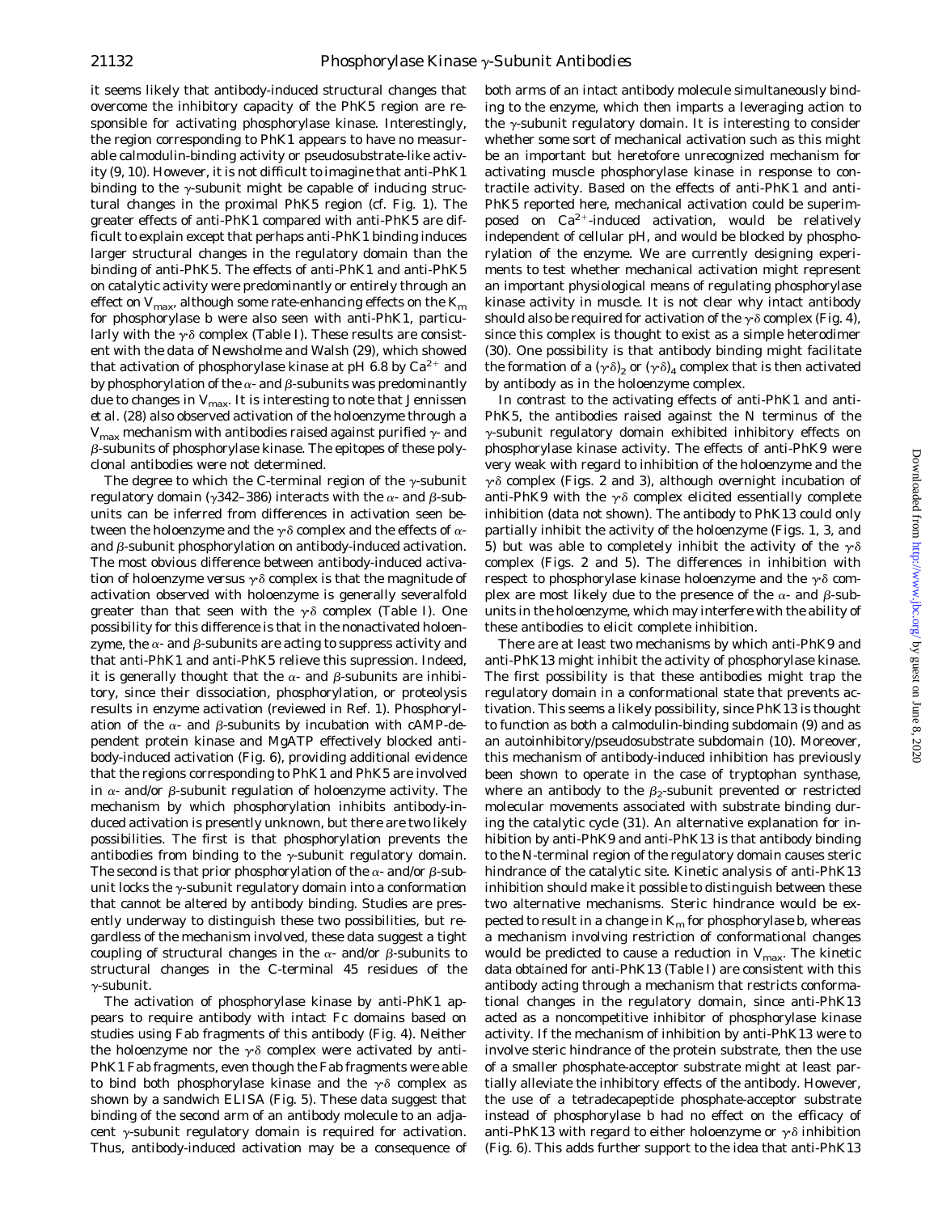it seems likely that antibody-induced structural changes that overcome the inhibitory capacity of the PhK5 region are responsible for activating phosphorylase kinase. Interestingly, the region corresponding to PhK1 appears to have no measurable calmodulin-binding activity or pseudosubstrate-like activity (9, 10). However, it is not difficult to imagine that anti-PhK1 binding to the γ-subunit might be capable of inducing structural changes in the proximal PhK5 region (cf. Fig. 1). The greater effects of anti-PhK1 compared with anti-PhK5 are difficult to explain except that perhaps anti-PhK1 binding induces larger structural changes in the regulatory domain than the binding of anti-PhK5. The effects of anti-PhK1 and anti-PhK5 on catalytic activity were predominantly or entirely through an effect on $V_{max}$, although some rate-enhancing effects on the $K_m$ for phosphorylase *b* were also seen with anti-PhK1, particularly with the γδ complex (Table I). These results are consistent with the data of Newsholme and Walsh (29), which showed that activation of phosphorylase kinase at pH 6.8 by $Ca^{2+}$ and by phosphorylation of the α- and β-subunits was predominantly due to changes in $V_{max}$. It is interesting to note that Jennissen *et al.* (28) also observed activation of the holoenzyme through a $V_{max}$ mechanism with antibodies raised against purified γ- and β-subunits of phosphorylase kinase. The epitopes of these polyclonal antibodies were not determined.

The degree to which the C-terminal region of the γ-subunit regulatory domain (γ342–386) interacts with the α- and β-subunits can be inferred from differences in activation seen between the holoenzyme and the γδ complex and the effects of α- and β-subunit phosphorylation on antibody-induced activation. The most obvious difference between antibody-induced activation of holoenzyme *versus* γδ complex is that the magnitude of activation observed with holoenzyme is generally severalfold greater than that seen with the γδ complex (Table I). One possibility for this difference is that in the nonactivated holoenzyme, the α- and β-subunits are acting to suppress activity and that anti-PhK1 and anti-PhK5 relieve this supression. Indeed, it is generally thought that the α- and β-subunits are inhibitory, since their dissociation, phosphorylation, or proteolysis results in enzyme activation (reviewed in Ref. 1). Phosphorylation of the α- and β-subunits by incubation with cAMP-dependent protein kinase and MgATP effectively blocked antibody-induced activation (Fig. 6), providing additional evidence that the regions corresponding to PhK1 and PhK5 are involved in α- and/or β-subunit regulation of holoenzyme activity. The mechanism by which phosphorylation inhibits antibody-induced activation is presently unknown, but there are two likely possibilities. The first is that phosphorylation prevents the antibodies from binding to the γ-subunit regulatory domain. The second is that prior phosphorylation of the α- and/or β-subunit locks the γ-subunit regulatory domain into a conformation that cannot be altered by antibody binding. Studies are presently underway to distinguish these two possibilities, but regardless of the mechanism involved, these data suggest a tight coupling of structural changes in the α- and/or β-subunits to structural changes in the C-terminal 45 residues of the γ-subunit.

The activation of phosphorylase kinase by anti-PhK1 appears to require antibody with intact Fc domains based on studies using Fab fragments of this antibody (Fig. 4). Neither the holoenzyme nor the γδ complex were activated by anti-PhK1 Fab fragments, even though the Fab fragments were able to bind both phosphorylase kinase and the γδ complex as shown by a sandwich ELISA (Fig. 5). These data suggest that binding of the second arm of an antibody molecule to an adjacent γ-subunit regulatory domain is required for activation. Thus, antibody-induced activation may be a consequence of both arms of an intact antibody molecule simultaneously binding to the enzyme, which then imparts a leveraging action to the γ-subunit regulatory domain. It is interesting to consider whether some sort of mechanical action such as this might be an important but heretofore unrecognized mechanism for activating muscle phosphorylase kinase in response to contractile activity. Based on the effects of anti-PhK1 and anti-PhK5 reported here, mechanical activation could be superimposed on $Ca^{2+}$-induced activation, would be relatively independent of cellular pH, and would be blocked by phosphorylation of the enzyme. We are currently designing experiments to test whether mechanical activation might represent an important physiological means of regulating phosphorylase kinase activity in muscle. It is not clear why intact antibody should also be required for activation of the γδ complex (Fig. 4), since this complex is thought to exist as a simple heterodimer (30). One possibility is that antibody binding might facilitate the formation of a $(\gamma\delta)_2$ or $(\gamma\delta)_4$ complex that is then activated by antibody as in the holoenzyme complex.

In contrast to the activating effects of anti-PhK1 and anti-PhK5, the antibodies raised against the N terminus of the γ-subunit regulatory domain exhibited inhibitory effects on phosphorylase kinase activity. The effects of anti-PhK9 were very weak with regard to inhibition of the holoenzyme and the γδ complex (Figs. 2 and 3), although overnight incubation of anti-PhK9 with the γδ complex elicited essentially complete inhibition (data not shown). The antibody to PhK13 could only partially inhibit the activity of the holoenzyme (Figs. 1, 3, and 5) but was able to completely inhibit the activity of the γδ complex (Figs. 2 and 5). The differences in inhibition with respect to phosphorylase kinase holoenzyme and the γδ complex are most likely due to the presence of the α- and β-subunits in the holoenzyme, which may interfere with the ability of these antibodies to elicit complete inhibition.

There are at least two mechanisms by which anti-PhK9 and anti-PhK13 might inhibit the activity of phosphorylase kinase. The first possibility is that these antibodies might trap the regulatory domain in a conformational state that prevents activation. This seems a likely possibility, since PhK13 is thought to function as both a calmodulin-binding subdomain (9) and as an autoinhibitory/pseudosubstrate subdomain (10). Moreover, this mechanism of antibody-induced inhibition has previously been shown to operate in the case of tryptophan synthase, where an antibody to the $\beta_2$-subunit prevented or restricted molecular movements associated with substrate binding during the catalytic cycle (31). An alternative explanation for inhibition by anti-PhK9 and anti-PhK13 is that antibody binding to the N-terminal region of the regulatory domain causes steric hindrance of the catalytic site. Kinetic analysis of anti-PhK13 inhibition should make it possible to distinguish between these two alternative mechanisms. Steric hindrance would be expected to result in a change in $K_m$ for phosphorylase *b*, whereas a mechanism involving restriction of conformational changes would be predicted to cause a reduction in $V_{max}$. The kinetic data obtained for anti-PhK13 (Table I) are consistent with this antibody acting through a mechanism that restricts conformational changes in the regulatory domain, since anti-PhK13 acted as a noncompetitive inhibitor of phosphorylase kinase activity. If the mechanism of inhibition by anti-PhK13 were to involve steric hindrance of the protein substrate, then the use of a smaller phosphate-acceptor substrate might at least partially alleviate the inhibitory effects of the antibody. However, the use of a tetradecapeptide phosphate-acceptor substrate instead of phosphorylase *b* had no effect on the efficacy of anti-PhK13 with regard to either holoenzyme or γδ inhibition (Fig. 6). This adds further support to the idea that anti-PhK13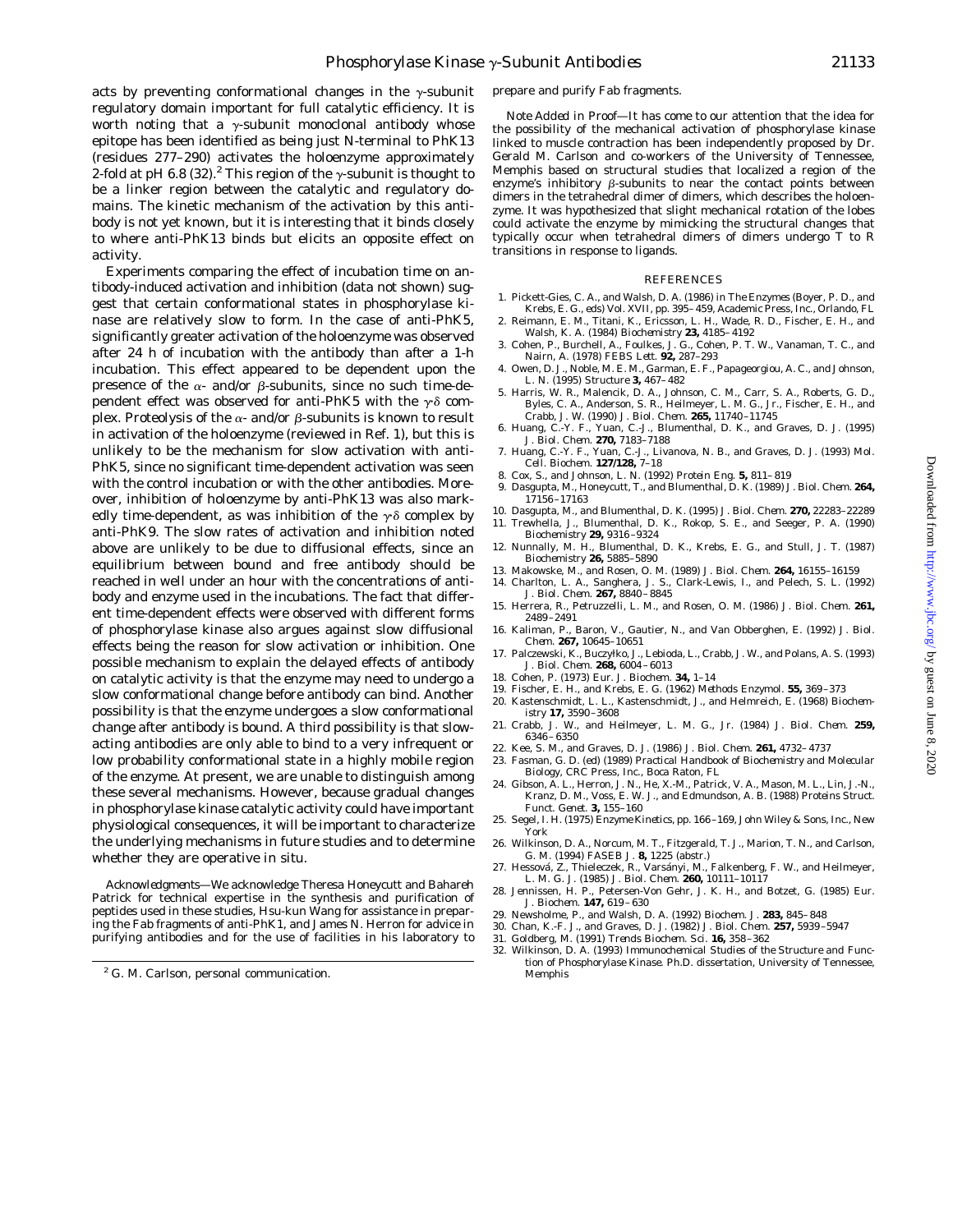acts by preventing conformational changes in the γ-subunit regulatory domain important for full catalytic efficiency. It is worth noting that a γ-subunit monoclonal antibody whose epitope has been identified as being just N-terminal to PhK13 (residues 277–290) activates the holoenzyme approximately 2-fold at pH 6.8 (32).[2] This region of the γ-subunit is thought to be a linker region between the catalytic and regulatory domains. The kinetic mechanism of the activation by this antibody is not yet known, but it is interesting that it binds closely to where anti-PhK13 binds but elicits an opposite effect on activity.

Experiments comparing the effect of incubation time on antibody-induced activation and inhibition (data not shown) suggest that certain conformational states in phosphorylase kinase are relatively slow to form. In the case of anti-PhK5, significantly greater activation of the holoenzyme was observed after 24 h of incubation with the antibody than after a 1-h incubation. This effect appeared to be dependent upon the presence of the α- and/or β-subunits, since no such time-dependent effect was observed for anti-PhK5 with the γ·δ complex. Proteolysis of the α- and/or β-subunits is known to result in activation of the holoenzyme (reviewed in Ref. 1), but this is unlikely to be the mechanism for slow activation with anti-PhK5, since no significant time-dependent activation was seen with the control incubation or with the other antibodies. Moreover, inhibition of holoenzyme by anti-PhK13 was also markedly time-dependent, as was inhibition of the γ·δ complex by anti-PhK9. The slow rates of activation and inhibition noted above are unlikely to be due to diffusional effects, since an equilibrium between bound and free antibody should be reached in well under an hour with the concentrations of antibody and enzyme used in the incubations. The fact that different time-dependent effects were observed with different forms of phosphorylase kinase also argues against slow diffusional effects being the reason for slow activation or inhibition. One possible mechanism to explain the delayed effects of antibody on catalytic activity is that the enzyme may need to undergo a slow conformational change before antibody can bind. Another possibility is that the enzyme undergoes a slow conformational change after antibody is bound. A third possibility is that slow-acting antibodies are only able to bind to a very infrequent or low probability conformational state in a highly mobile region of the enzyme. At present, we are unable to distinguish among these several mechanisms. However, because gradual changes in phosphorylase kinase catalytic activity could have important physiological consequences, it will be important to characterize the underlying mechanisms in future studies and to determine whether they are operative in situ.

*Acknowledgments*—We acknowledge Theresa Honeycutt and Bahareh Patrick for technical expertise in the synthesis and purification of peptides used in these studies, Hsu-kun Wang for assistance in preparing the Fab fragments of anti-PhK1, and James N. Herron for advice in purifying antibodies and for the use of facilities in his laboratory to prepare and purify Fab fragments.

*Note Added in Proof*—It has come to our attention that the idea for the possibility of the mechanical activation of phosphorylase kinase linked to muscle contraction has been independently proposed by Dr. Gerald M. Carlson and co-workers of the University of Tennessee, Memphis based on structural studies that localized a region of the enzyme's inhibitory β-subunits to near the contact points between dimers in the tetrahedral dimer of dimers, which describes the holoenzyme. It was hypothesized that slight mechanical rotation of the lobes could activate the enzyme by mimicking the structural changes that typically occur when tetrahedral dimers of dimers undergo T to R transitions in response to ligands.

[2] G. M. Carlson, personal communication.

## REFERENCES

1. Pickett-Gies, C. A., and Walsh, D. A. (1986) in *The Enzymes* (Boyer, P. D., and Krebs, E. G., eds) Vol. XVII, pp. 395–459, Academic Press, Inc., Orlando, FL
2. Reimann, E. M., Titani, K., Ericsson, L. H., Wade, R. D., Fischer, E. H., and Walsh, K. A. (1984) *Biochemistry* **23,** 4185–4192
3. Cohen, P., Burchell, A., Foulkes, J. G., Cohen, P. T. W., Vanaman, T. C., and Nairn, A. (1978) *FEBS Lett.* **92,** 287–293
4. Owen, D. J., Noble, M. E. M., Garman, E. F., Papageorgiou, A. C., and Johnson, L. N. (1995) *Structure* **3,** 467–482
5. Harris, W. R., Malencik, D. A., Johnson, C. M., Carr, S. A., Roberts, G. D., Byles, C. A., Anderson, S. R., Heilmeyer, L. M. G., Jr., Fischer, E. H., and Crabb, J. W. (1990) *J. Biol. Chem.* **265,** 11740–11745
6. Huang, C.-Y. F., Yuan, C.-J., Blumenthal, D. K., and Graves, D. J. (1995) *J. Biol. Chem.* **270,** 7183–7188
7. Huang, C.-Y. F., Yuan, C.-J., Livanova, N. B., and Graves, D. J. (1993) *Mol. Cell. Biochem.* **127/128,** 7–18
8. Cox, S., and Johnson, L. N. (1992) *Protein Eng.* **5,** 811–819
9. Dasgupta, M., Honeycutt, T., and Blumenthal, D. K. (1989) *J. Biol. Chem.* **264,** 17156–17163
10. Dasgupta, M., and Blumenthal, D. K. (1995) *J. Biol. Chem.* **270,** 22283–22289
11. Trewhella, J., Blumenthal, D. K., Rokop, S. E., and Seeger, P. A. (1990) *Biochemistry* **29,** 9316–9324
12. Nunnally, M. H., Blumenthal, D. K., Krebs, E. G., and Stull, J. T. (1987) *Biochemistry* **26,** 5885–5890
13. Makowske, M., and Rosen, O. M. (1989) *J. Biol. Chem.* **264,** 16155–16159
14. Charlton, L. A., Sanghera, J. S., Clark-Lewis, I., and Pelech, S. L. (1992) *J. Biol. Chem.* **267,** 8840–8845
15. Herrera, R., Petruzzelli, L. M., and Rosen, O. M. (1986) *J. Biol. Chem.* **261,** 2489–2491
16. Kaliman, P., Baron, V., Gautier, N., and Van Obberghen, E. (1992) *J. Biol. Chem.* **267,** 10645–10651
17. Palczewski, K., Buczyłko, J., Lebioda, L., Crabb, J. W., and Polans, A. S. (1993) *J. Biol. Chem.* **268,** 6004–6013
18. Cohen, P. (1973) *Eur. J. Biochem.* **34,** 1–14
19. Fischer, E. H., and Krebs, E. G. (1962) *Methods Enzymol.* **55,** 369–373
20. Kastenschmidt, L. L., Kastenschmidt, J., and Helmreich, E. (1968) *Biochemistry* **17,** 3590–3608
21. Crabb, J. W., and Heilmeyer, L. M. G., Jr. (1984) *J. Biol. Chem.* **259,** 6346–6350
22. Kee, S. M., and Graves, D. J. (1986) *J. Biol. Chem.* **261,** 4732–4737
23. Fasman, G. D. (ed) (1989) *Practical Handbook of Biochemistry and Molecular Biology*, CRC Press, Inc., Boca Raton, FL
24. Gibson, A. L., Herron, J. N., He, X.-M., Patrick, V. A., Mason, M. L., Lin, J.-N., Kranz, D. M., Voss, E. W. J., and Edmundson, A. B. (1988) *Proteins Struct. Funct. Genet.* **3,** 155–160
25. Segel, I. H. (1975) *Enzyme Kinetics*, pp. 166–169, John Wiley & Sons, Inc., New York
26. Wilkinson, D. A., Norcum, M. T., Fitzgerald, T. J., Marion, T. N., and Carlson, G. M. (1994) *FASEB J.* **8,** 1225 (abstr.)
27. Hessová, Z., Thieleczek, R., Varsányi, M., Falkenberg, F. W., and Heilmeyer, L. M. G. J. (1985) *J. Biol. Chem.* **260,** 10111–10117
28. Jennissen, H. P., Petersen-Von Gehr, J. K. H., and Botzet, G. (1985) *Eur. J. Biochem.* **147,** 619–630
29. Newsholme, P., and Walsh, D. A. (1992) *Biochem. J.* **283,** 845–848
30. Chan, K.-F. J., and Graves, D. J. (1982) *J. Biol. Chem.* **257,** 5939–5947
31. Goldberg, M. (1991) *Trends Biochem. Sci.* **16,** 358–362
32. Wilkinson, D. A. (1993) *Immunochemical Studies of the Structure and Function of Phosphorylase Kinase*. Ph.D. dissertation, University of Tennessee, Memphis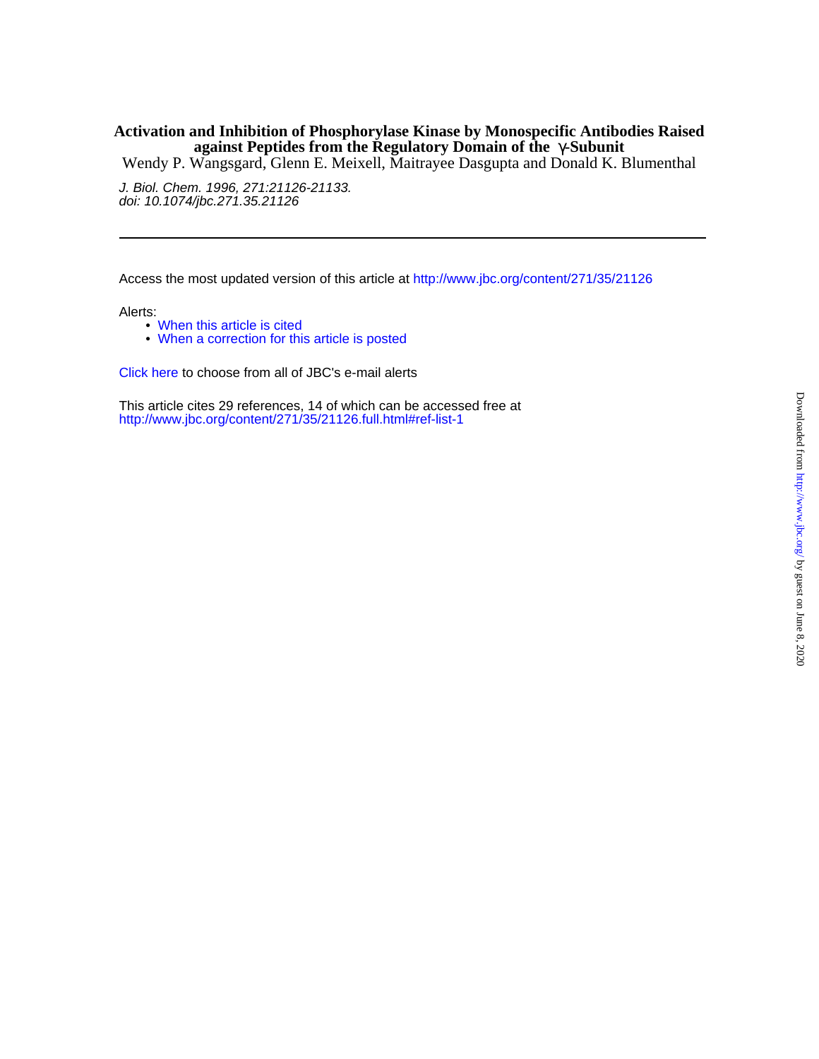**Activation and Inhibition of Phosphorylase Kinase by Monospecific Antibodies Raised against Peptides from the Regulatory Domain of the γ-Subunit**

Wendy P. Wangsgard, Glenn E. Meixell, Maitrayee Dasgupta and Donald K. Blumenthal

*J. Biol. Chem. 1996, 271:21126-21133.*
*doi: 10.1074/jbc.271.35.21126*

---

Access the most updated version of this article at http://www.jbc.org/content/271/35/21126

Alerts:

- When this article is cited
- When a correction for this article is posted

Click here to choose from all of JBC's e-mail alerts

This article cites 29 references, 14 of which can be accessed free at http://www.jbc.org/content/271/35/21126.full.html#ref-list-1